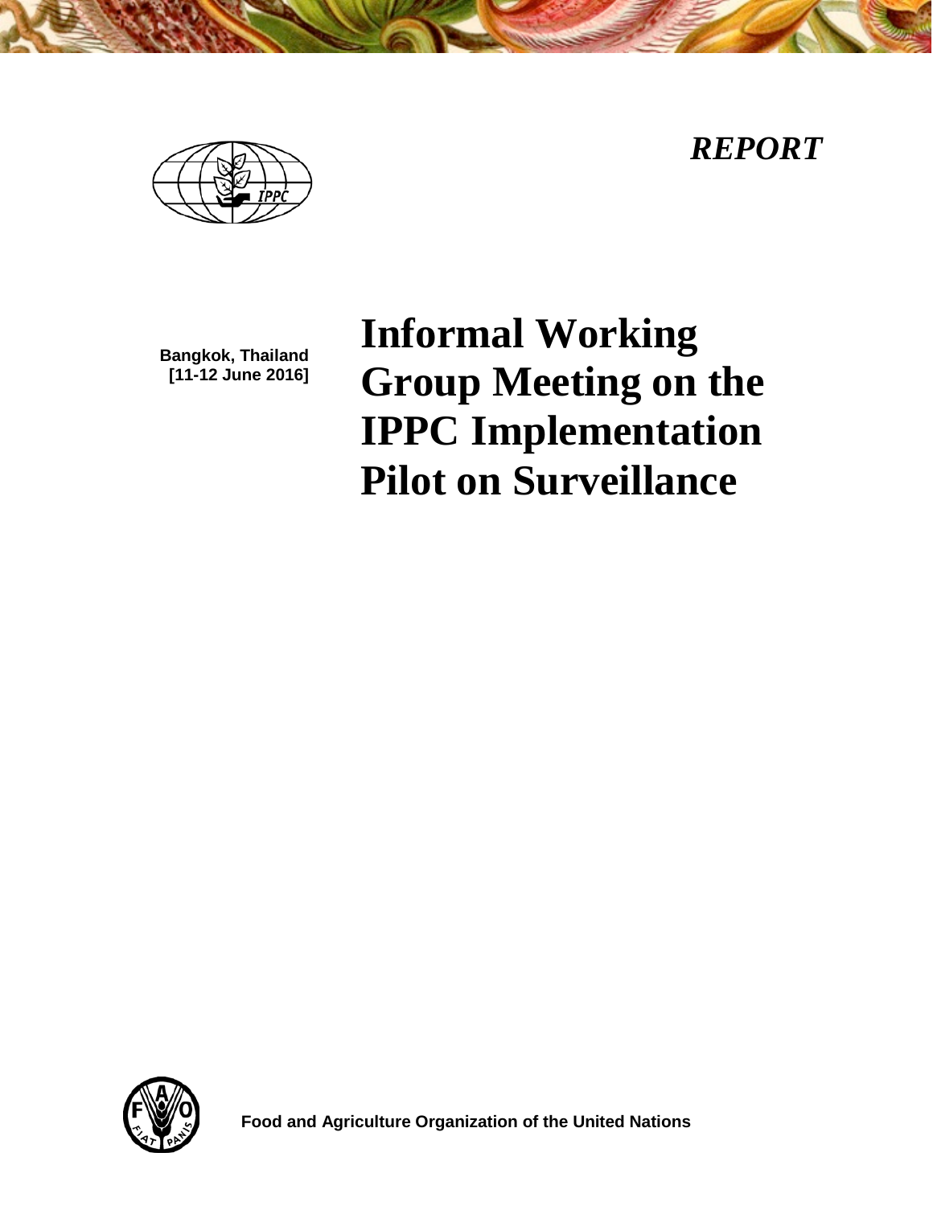*REPORT*

Bangkok, Thailand
[11-12 June 2016]

# Informal Working Group Meeting on the IPPC Implementation Pilot on Surveillance

Food and Agriculture Organization of the United Nations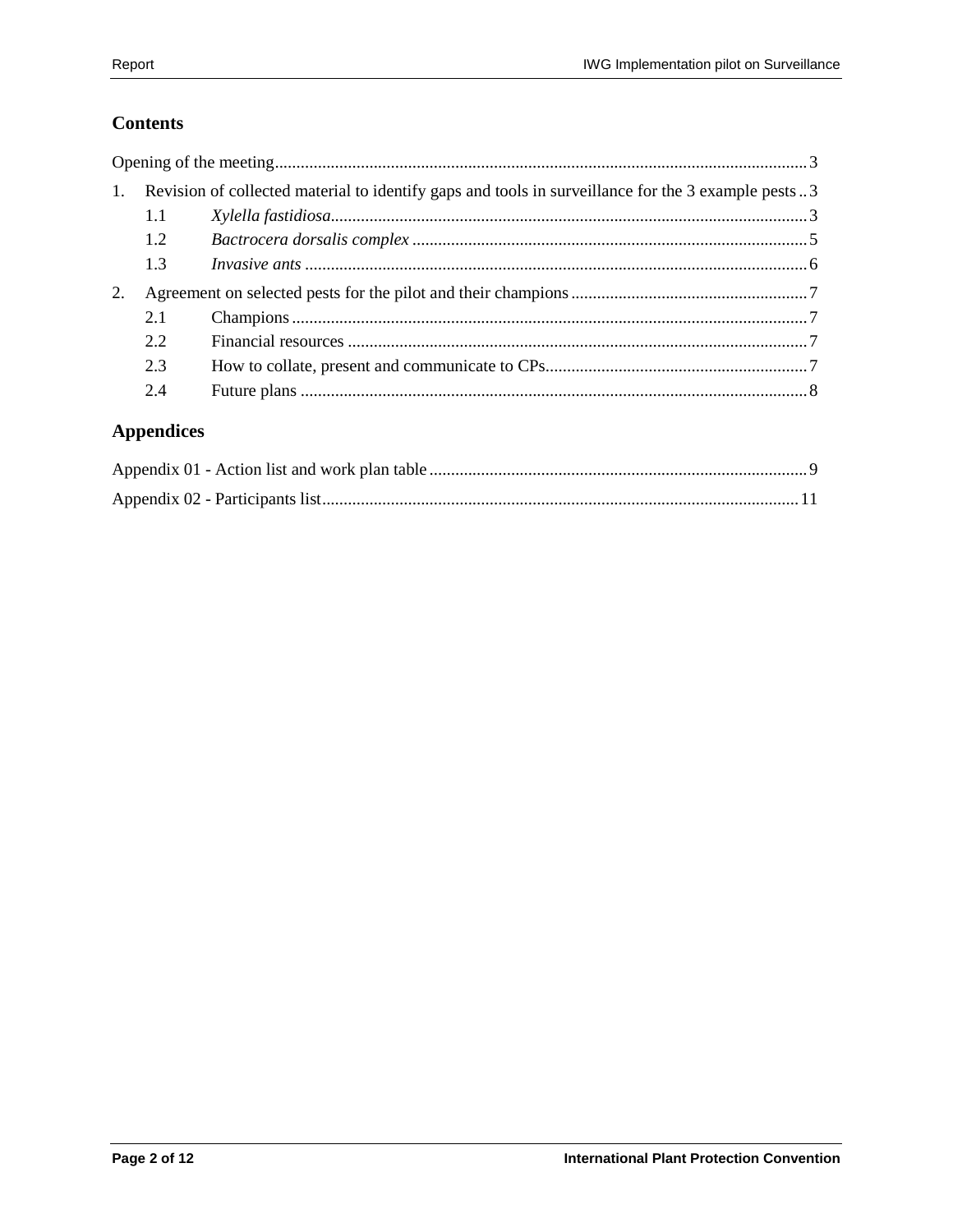## Contents

Opening of the meeting ... 3

1. Revision of collected material to identify gaps and tools in surveillance for the 3 example pests ... 3
   - 1.1 *Xylella fastidiosa* ... 3
   - 1.2 *Bactrocera dorsalis complex* ... 5
   - 1.3 *Invasive ants* ... 6
2. Agreement on selected pests for the pilot and their champions ... 7
   - 2.1 Champions ... 7
   - 2.2 Financial resources ... 7
   - 2.3 How to collate, present and communicate to CPs ... 7
   - 2.4 Future plans ... 8

## Appendices

Appendix 01 - Action list and work plan table ... 9

Appendix 02 - Participants list ... 11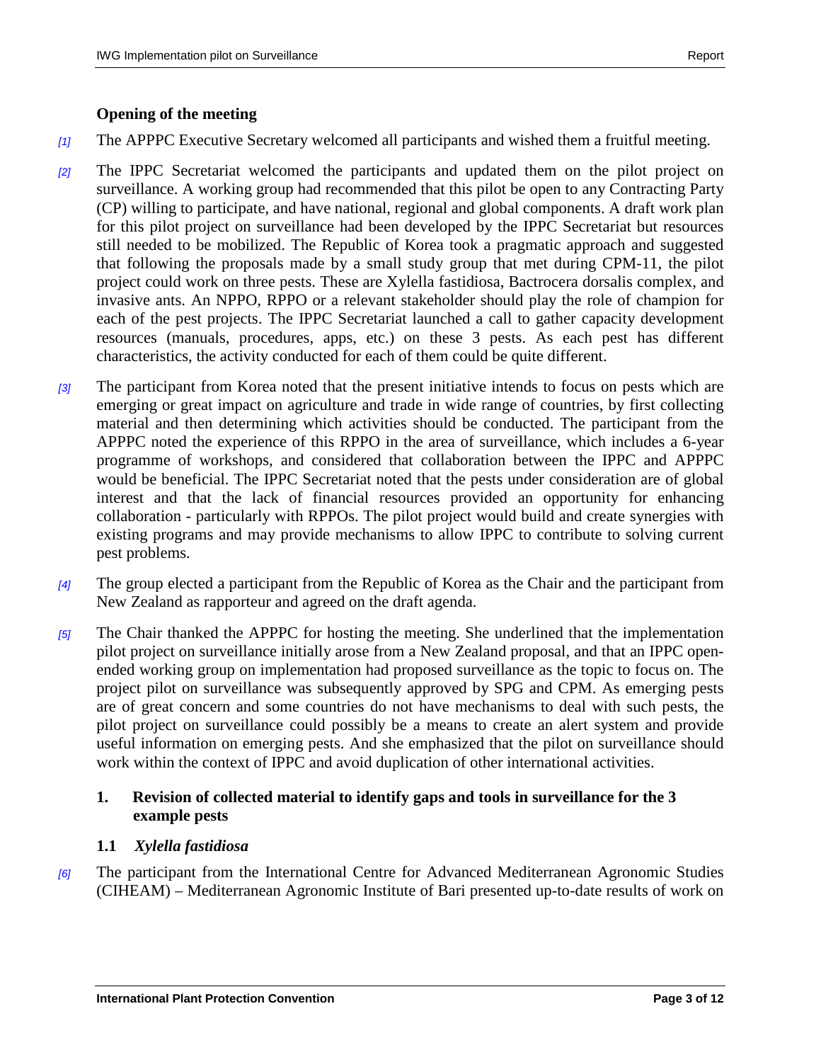## Opening of the meeting

[1] The APPPC Executive Secretary welcomed all participants and wished them a fruitful meeting.

[2] The IPPC Secretariat welcomed the participants and updated them on the pilot project on surveillance. A working group had recommended that this pilot be open to any Contracting Party (CP) willing to participate, and have national, regional and global components. A draft work plan for this pilot project on surveillance had been developed by the IPPC Secretariat but resources still needed to be mobilized. The Republic of Korea took a pragmatic approach and suggested that following the proposals made by a small study group that met during CPM-11, the pilot project could work on three pests. These are Xylella fastidiosa, Bactrocera dorsalis complex, and invasive ants. An NPPO, RPPO or a relevant stakeholder should play the role of champion for each of the pest projects. The IPPC Secretariat launched a call to gather capacity development resources (manuals, procedures, apps, etc.) on these 3 pests. As each pest has different characteristics, the activity conducted for each of them could be quite different.

[3] The participant from Korea noted that the present initiative intends to focus on pests which are emerging or great impact on agriculture and trade in wide range of countries, by first collecting material and then determining which activities should be conducted. The participant from the APPPC noted the experience of this RPPO in the area of surveillance, which includes a 6-year programme of workshops, and considered that collaboration between the IPPC and APPPC would be beneficial. The IPPC Secretariat noted that the pests under consideration are of global interest and that the lack of financial resources provided an opportunity for enhancing collaboration - particularly with RPPOs. The pilot project would build and create synergies with existing programs and may provide mechanisms to allow IPPC to contribute to solving current pest problems.

[4] The group elected a participant from the Republic of Korea as the Chair and the participant from New Zealand as rapporteur and agreed on the draft agenda.

[5] The Chair thanked the APPPC for hosting the meeting. She underlined that the implementation pilot project on surveillance initially arose from a New Zealand proposal, and that an IPPC open-ended working group on implementation had proposed surveillance as the topic to focus on. The project pilot on surveillance was subsequently approved by SPG and CPM. As emerging pests are of great concern and some countries do not have mechanisms to deal with such pests, the pilot project on surveillance could possibly be a means to create an alert system and provide useful information on emerging pests. And she emphasized that the pilot on surveillance should work within the context of IPPC and avoid duplication of other international activities.

## 1. Revision of collected material to identify gaps and tools in surveillance for the 3 example pests

### 1.1 *Xylella fastidiosa*

[6] The participant from the International Centre for Advanced Mediterranean Agronomic Studies (CIHEAM) – Mediterranean Agronomic Institute of Bari presented up-to-date results of work on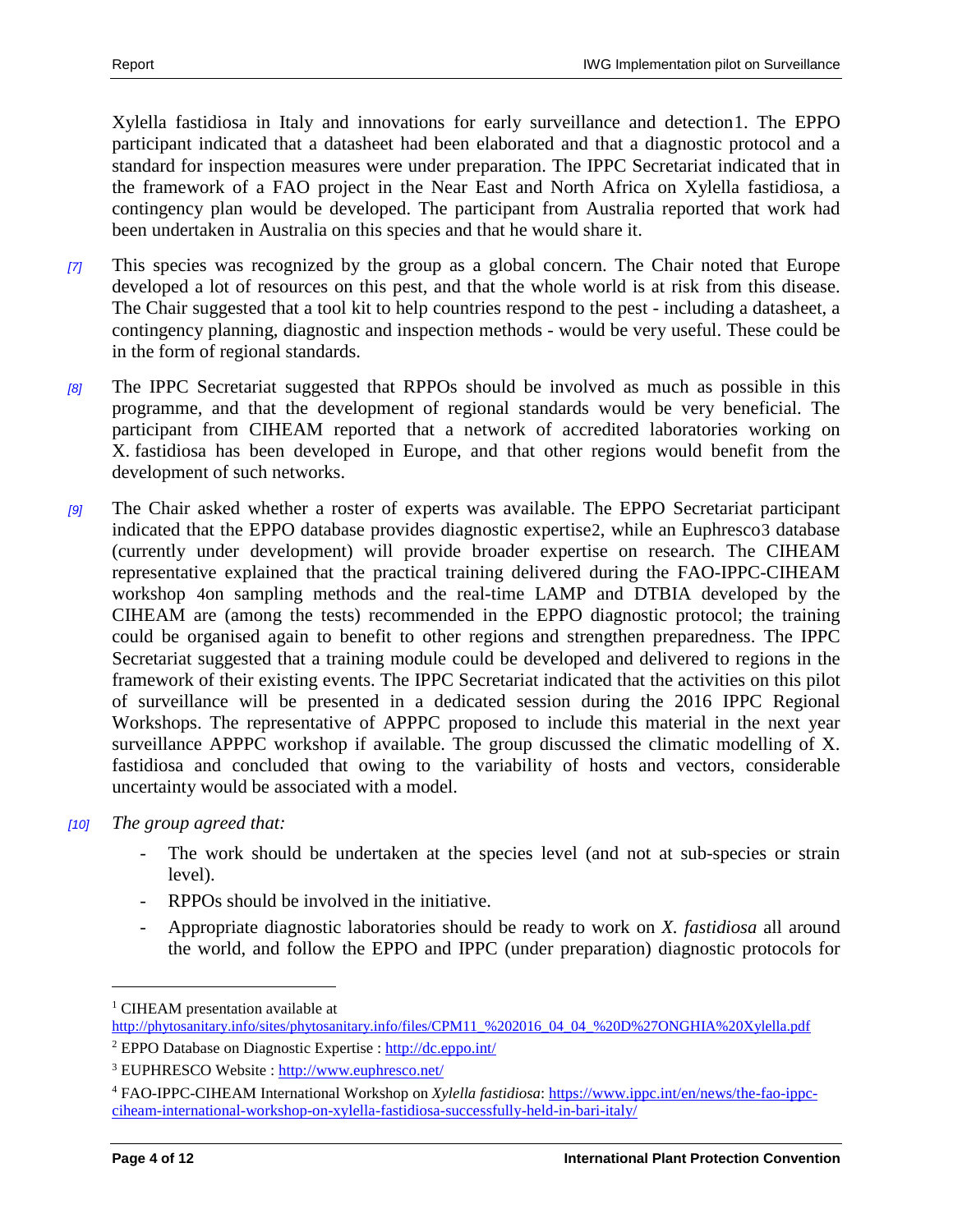Xylella fastidiosa in Italy and innovations for early surveillance and detection[1]. The EPPO participant indicated that a datasheet had been elaborated and that a diagnostic protocol and a standard for inspection measures were under preparation. The IPPC Secretariat indicated that in the framework of a FAO project in the Near East and North Africa on Xylella fastidiosa, a contingency plan would be developed. The participant from Australia reported that work had been undertaken in Australia on this species and that he would share it.

*[7]* This species was recognized by the group as a global concern. The Chair noted that Europe developed a lot of resources on this pest, and that the whole world is at risk from this disease. The Chair suggested that a tool kit to help countries respond to the pest - including a datasheet, a contingency planning, diagnostic and inspection methods - would be very useful. These could be in the form of regional standards.

*[8]* The IPPC Secretariat suggested that RPPOs should be involved as much as possible in this programme, and that the development of regional standards would be very beneficial. The participant from CIHEAM reported that a network of accredited laboratories working on X. fastidiosa has been developed in Europe, and that other regions would benefit from the development of such networks.

*[9]* The Chair asked whether a roster of experts was available. The EPPO Secretariat participant indicated that the EPPO database provides diagnostic expertise[2], while an Euphresco[3] database (currently under development) will provide broader expertise on research. The CIHEAM representative explained that the practical training delivered during the FAO-IPPC-CIHEAM workshop [4]on sampling methods and the real-time LAMP and DTBIA developed by the CIHEAM are (among the tests) recommended in the EPPO diagnostic protocol; the training could be organised again to benefit to other regions and strengthen preparedness. The IPPC Secretariat suggested that a training module could be developed and delivered to regions in the framework of their existing events. The IPPC Secretariat indicated that the activities on this pilot of surveillance will be presented in a dedicated session during the 2016 IPPC Regional Workshops. The representative of APPPC proposed to include this material in the next year surveillance APPPC workshop if available. The group discussed the climatic modelling of X. fastidiosa and concluded that owing to the variability of hosts and vectors, considerable uncertainty would be associated with a model.

*[10]* *The group agreed that:*

- The work should be undertaken at the species level (and not at sub-species or strain level).
- RPPOs should be involved in the initiative.
- Appropriate diagnostic laboratories should be ready to work on *X. fastidiosa* all around the world, and follow the EPPO and IPPC (under preparation) diagnostic protocols for

[1] CIHEAM presentation available at http://phytosanitary.info/sites/phytosanitary.info/files/CPM11_%202016_04_04_%20D%27ONGHIA%20Xylella.pdf

[2] EPPO Database on Diagnostic Expertise : http://dc.eppo.int/

[3] EUPHRESCO Website : http://www.euphresco.net/

[4] FAO-IPPC-CIHEAM International Workshop on *Xylella fastidiosa*: https://www.ippc.int/en/news/the-fao-ippc-ciheam-international-workshop-on-xylella-fastidiosa-successfully-held-in-bari-italy/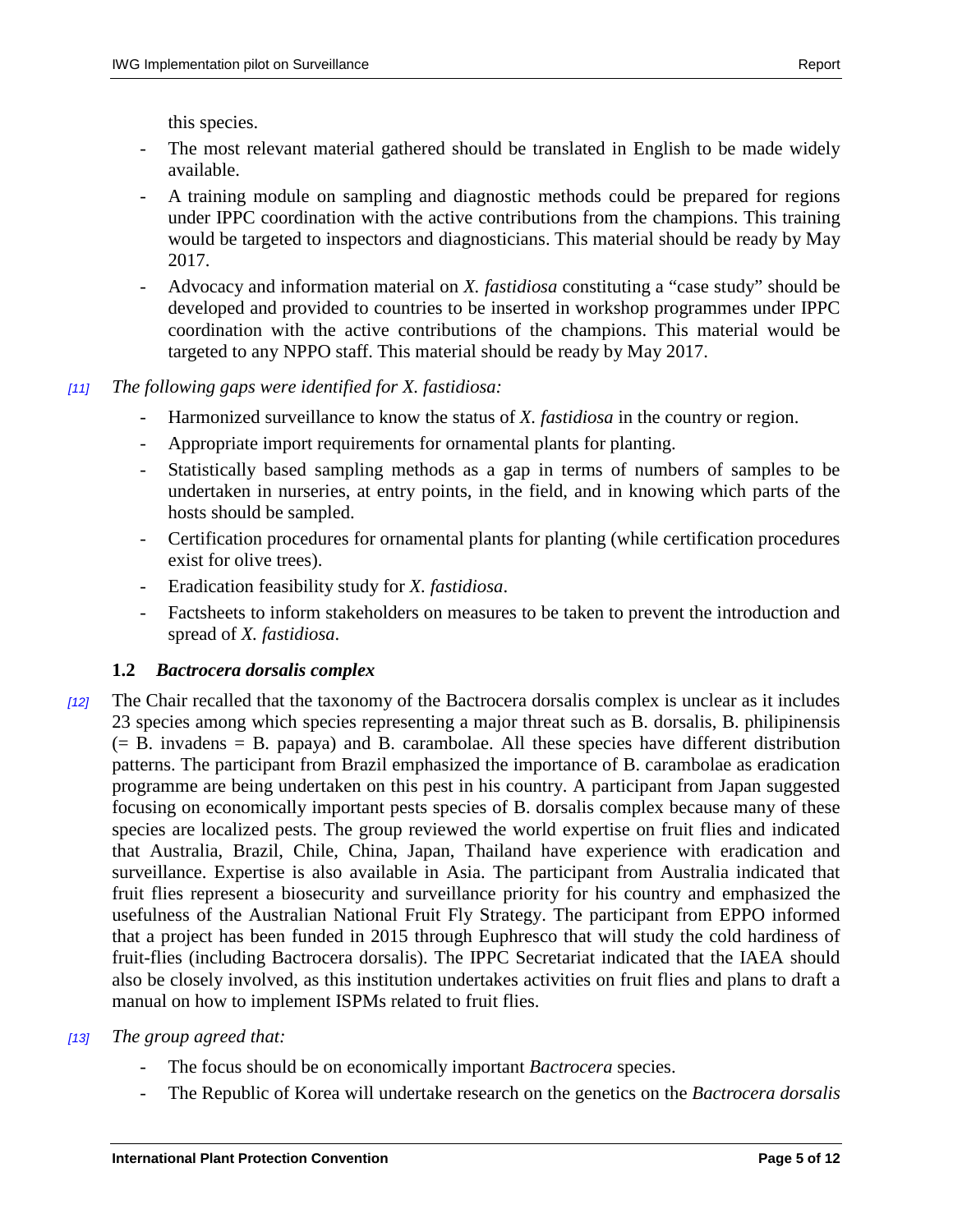this species.

- The most relevant material gathered should be translated in English to be made widely available.
- A training module on sampling and diagnostic methods could be prepared for regions under IPPC coordination with the active contributions from the champions. This training would be targeted to inspectors and diagnosticians. This material should be ready by May 2017.
- Advocacy and information material on *X. fastidiosa* constituting a "case study" should be developed and provided to countries to be inserted in workshop programmes under IPPC coordination with the active contributions of the champions. This material would be targeted to any NPPO staff. This material should be ready by May 2017.

*[11]* *The following gaps were identified for X. fastidiosa:*

- Harmonized surveillance to know the status of *X. fastidiosa* in the country or region.
- Appropriate import requirements for ornamental plants for planting.
- Statistically based sampling methods as a gap in terms of numbers of samples to be undertaken in nurseries, at entry points, in the field, and in knowing which parts of the hosts should be sampled.
- Certification procedures for ornamental plants for planting (while certification procedures exist for olive trees).
- Eradication feasibility study for *X. fastidiosa*.
- Factsheets to inform stakeholders on measures to be taken to prevent the introduction and spread of *X. fastidiosa*.

### 1.2 *Bactrocera dorsalis complex*

*[12]* The Chair recalled that the taxonomy of the Bactrocera dorsalis complex is unclear as it includes 23 species among which species representing a major threat such as B. dorsalis, B. philipinensis (= B. invadens = B. papaya) and B. carambolae. All these species have different distribution patterns. The participant from Brazil emphasized the importance of B. carambolae as eradication programme are being undertaken on this pest in his country. A participant from Japan suggested focusing on economically important pests species of B. dorsalis complex because many of these species are localized pests. The group reviewed the world expertise on fruit flies and indicated that Australia, Brazil, Chile, China, Japan, Thailand have experience with eradication and surveillance. Expertise is also available in Asia. The participant from Australia indicated that fruit flies represent a biosecurity and surveillance priority for his country and emphasized the usefulness of the Australian National Fruit Fly Strategy. The participant from EPPO informed that a project has been funded in 2015 through Euphresco that will study the cold hardiness of fruit-flies (including Bactrocera dorsalis). The IPPC Secretariat indicated that the IAEA should also be closely involved, as this institution undertakes activities on fruit flies and plans to draft a manual on how to implement ISPMs related to fruit flies.

*[13]* *The group agreed that:*

- The focus should be on economically important *Bactrocera* species.
- The Republic of Korea will undertake research on the genetics on the *Bactrocera dorsalis*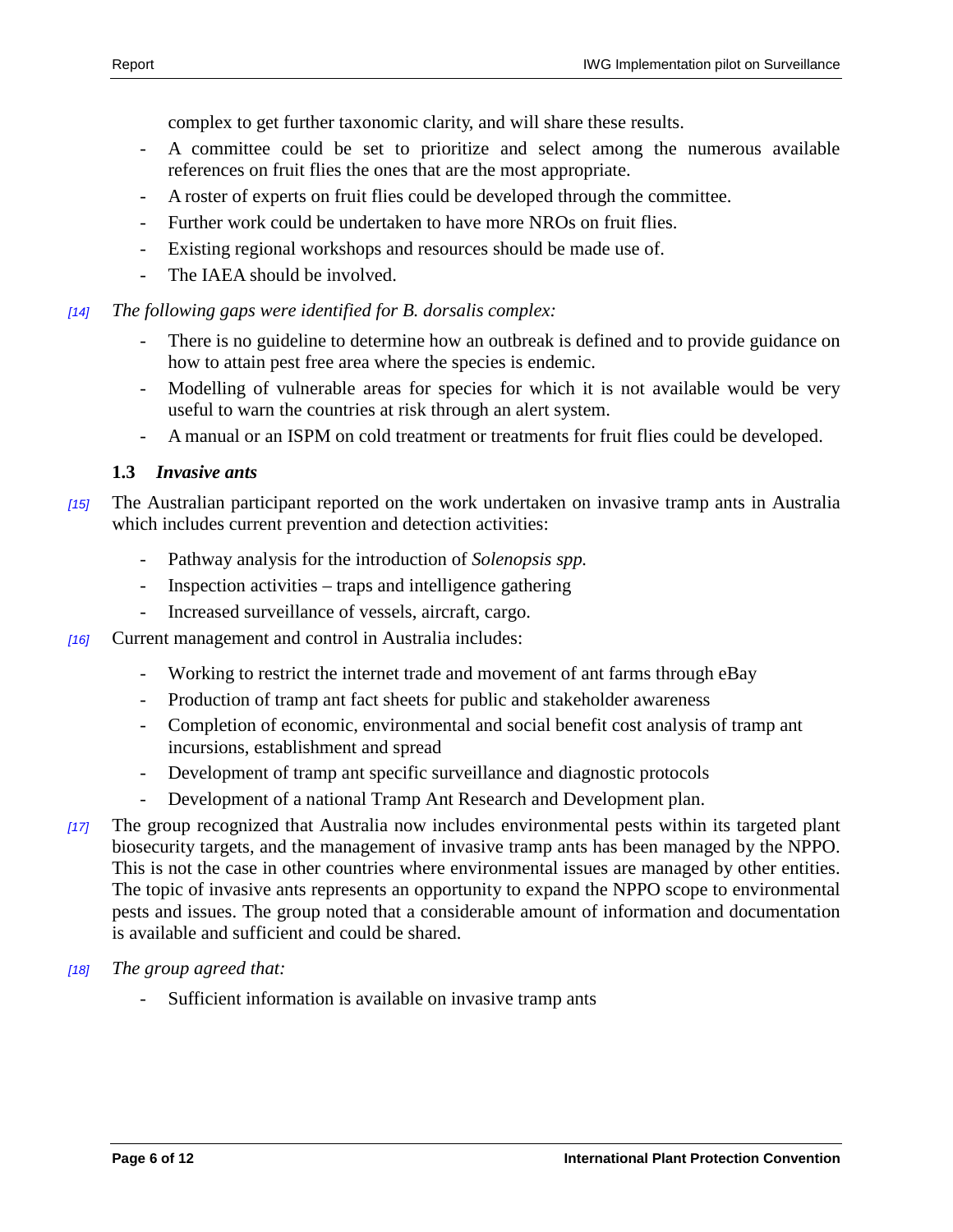complex to get further taxonomic clarity, and will share these results.

- A committee could be set to prioritize and select among the numerous available references on fruit flies the ones that are the most appropriate.
- A roster of experts on fruit flies could be developed through the committee.
- Further work could be undertaken to have more NROs on fruit flies.
- Existing regional workshops and resources should be made use of.
- The IAEA should be involved.

[14] *The following gaps were identified for B. dorsalis complex:*

- There is no guideline to determine how an outbreak is defined and to provide guidance on how to attain pest free area where the species is endemic.
- Modelling of vulnerable areas for species for which it is not available would be very useful to warn the countries at risk through an alert system.
- A manual or an ISPM on cold treatment or treatments for fruit flies could be developed.

### 1.3 *Invasive ants*

[15] The Australian participant reported on the work undertaken on invasive tramp ants in Australia which includes current prevention and detection activities:

- Pathway analysis for the introduction of *Solenopsis spp.*
- Inspection activities – traps and intelligence gathering
- Increased surveillance of vessels, aircraft, cargo.

[16] Current management and control in Australia includes:

- Working to restrict the internet trade and movement of ant farms through eBay
- Production of tramp ant fact sheets for public and stakeholder awareness
- Completion of economic, environmental and social benefit cost analysis of tramp ant incursions, establishment and spread
- Development of tramp ant specific surveillance and diagnostic protocols
- Development of a national Tramp Ant Research and Development plan.

[17] The group recognized that Australia now includes environmental pests within its targeted plant biosecurity targets, and the management of invasive tramp ants has been managed by the NPPO. This is not the case in other countries where environmental issues are managed by other entities. The topic of invasive ants represents an opportunity to expand the NPPO scope to environmental pests and issues. The group noted that a considerable amount of information and documentation is available and sufficient and could be shared.

[18] *The group agreed that:*

- Sufficient information is available on invasive tramp ants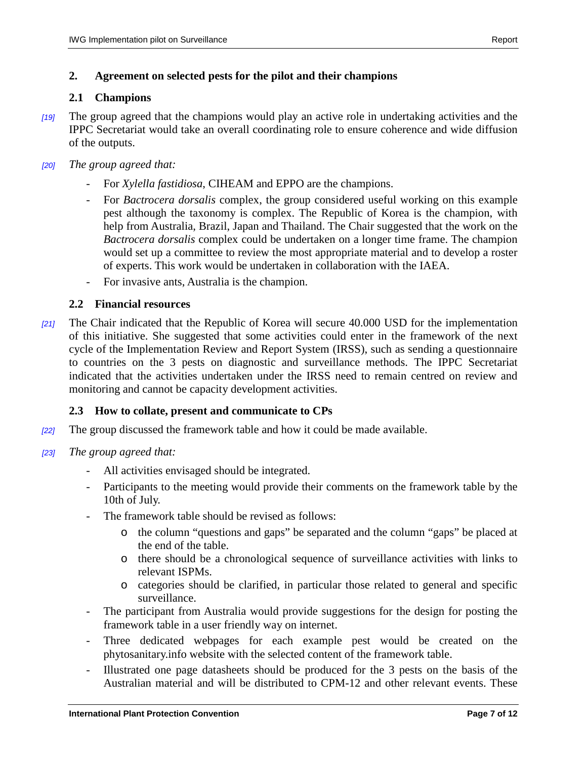## 2. Agreement on selected pests for the pilot and their champions

### 2.1 Champions

[19] The group agreed that the champions would play an active role in undertaking activities and the IPPC Secretariat would take an overall coordinating role to ensure coherence and wide diffusion of the outputs.

[20] *The group agreed that:*

- For *Xylella fastidiosa*, CIHEAM and EPPO are the champions.
- For *Bactrocera dorsalis* complex, the group considered useful working on this example pest although the taxonomy is complex. The Republic of Korea is the champion, with help from Australia, Brazil, Japan and Thailand. The Chair suggested that the work on the *Bactrocera dorsalis* complex could be undertaken on a longer time frame. The champion would set up a committee to review the most appropriate material and to develop a roster of experts. This work would be undertaken in collaboration with the IAEA.
- For invasive ants, Australia is the champion.

### 2.2 Financial resources

[21] The Chair indicated that the Republic of Korea will secure 40.000 USD for the implementation of this initiative. She suggested that some activities could enter in the framework of the next cycle of the Implementation Review and Report System (IRSS), such as sending a questionnaire to countries on the 3 pests on diagnostic and surveillance methods. The IPPC Secretariat indicated that the activities undertaken under the IRSS need to remain centred on review and monitoring and cannot be capacity development activities.

### 2.3 How to collate, present and communicate to CPs

[22] The group discussed the framework table and how it could be made available.

[23] *The group agreed that:*

- All activities envisaged should be integrated.
- Participants to the meeting would provide their comments on the framework table by the 10th of July.
- The framework table should be revised as follows:
  - the column "questions and gaps" be separated and the column "gaps" be placed at the end of the table.
  - there should be a chronological sequence of surveillance activities with links to relevant ISPMs.
  - categories should be clarified, in particular those related to general and specific surveillance.
- The participant from Australia would provide suggestions for the design for posting the framework table in a user friendly way on internet.
- Three dedicated webpages for each example pest would be created on the phytosanitary.info website with the selected content of the framework table.
- Illustrated one page datasheets should be produced for the 3 pests on the basis of the Australian material and will be distributed to CPM-12 and other relevant events. These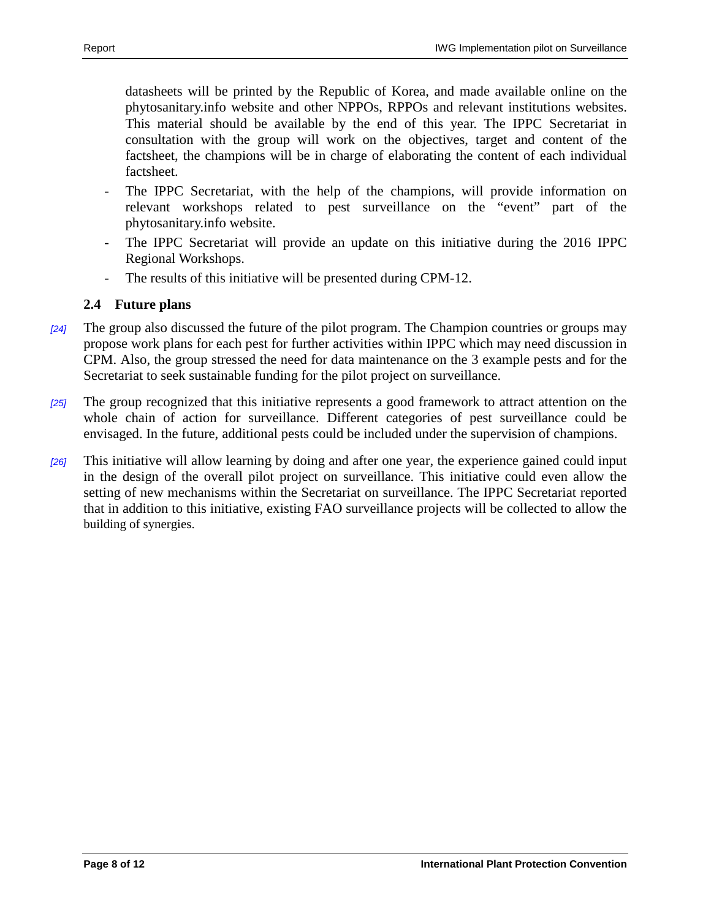datasheets will be printed by the Republic of Korea, and made available online on the phytosanitary.info website and other NPPOs, RPPOs and relevant institutions websites. This material should be available by the end of this year. The IPPC Secretariat in consultation with the group will work on the objectives, target and content of the factsheet, the champions will be in charge of elaborating the content of each individual factsheet.

- The IPPC Secretariat, with the help of the champions, will provide information on relevant workshops related to pest surveillance on the "event" part of the phytosanitary.info website.
- The IPPC Secretariat will provide an update on this initiative during the 2016 IPPC Regional Workshops.
- The results of this initiative will be presented during CPM-12.

### 2.4 Future plans

[24] The group also discussed the future of the pilot program. The Champion countries or groups may propose work plans for each pest for further activities within IPPC which may need discussion in CPM. Also, the group stressed the need for data maintenance on the 3 example pests and for the Secretariat to seek sustainable funding for the pilot project on surveillance.

[25] The group recognized that this initiative represents a good framework to attract attention on the whole chain of action for surveillance. Different categories of pest surveillance could be envisaged. In the future, additional pests could be included under the supervision of champions.

[26] This initiative will allow learning by doing and after one year, the experience gained could input in the design of the overall pilot project on surveillance. This initiative could even allow the setting of new mechanisms within the Secretariat on surveillance. The IPPC Secretariat reported that in addition to this initiative, existing FAO surveillance projects will be collected to allow the building of synergies.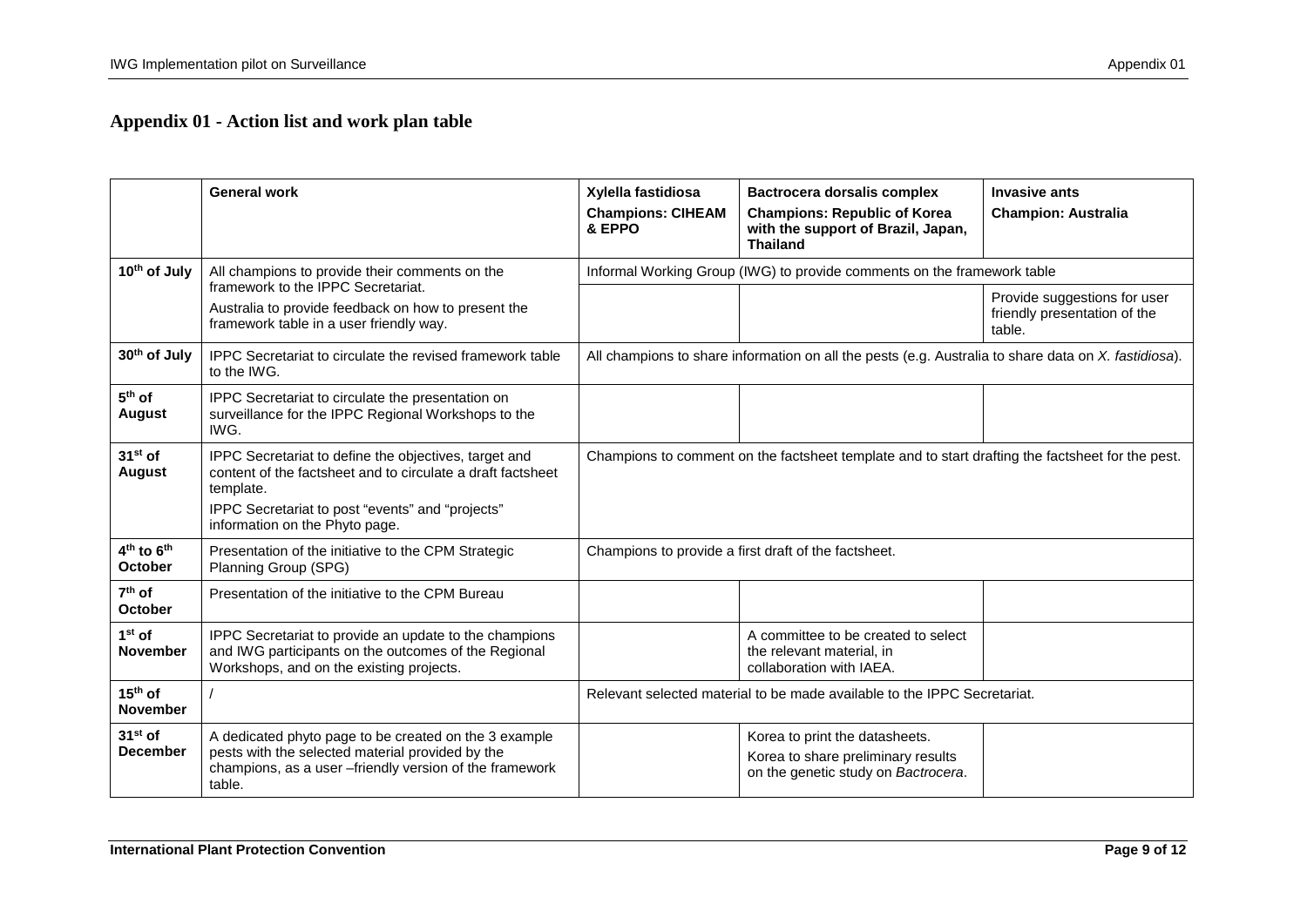# Appendix 01 - Action list and work plan table

| | General work | Xylella fastidiosa<br>Champions: CIHEAM & EPPO | Bactrocera dorsalis complex<br>Champions: Republic of Korea with the support of Brazil, Japan, Thailand | Invasive ants<br>Champion: Australia |
|---|---|---|---|---|
| 10th of July | All champions to provide their comments on the framework to the IPPC Secretariat.<br>Australia to provide feedback on how to present the framework table in a user friendly way. | Informal Working Group (IWG) to provide comments on the framework table | | |
| | | | | Provide suggestions for user friendly presentation of the table. |
| 30th of July | IPPC Secretariat to circulate the revised framework table to the IWG. | All champions to share information on all the pests (e.g. Australia to share data on *X. fastidiosa*). | | |
| 5th of August | IPPC Secretariat to circulate the presentation on surveillance for the IPPC Regional Workshops to the IWG. | | | |
| 31st of August | IPPC Secretariat to define the objectives, target and content of the factsheet and to circulate a draft factsheet template.<br>IPPC Secretariat to post "events" and "projects" information on the Phyto page. | Champions to comment on the factsheet template and to start drafting the factsheet for the pest. | | |
| 4th to 6th October | Presentation of the initiative to the CPM Strategic Planning Group (SPG) | Champions to provide a first draft of the factsheet. | | |
| 7th of October | Presentation of the initiative to the CPM Bureau | | | |
| 1st of November | IPPC Secretariat to provide an update to the champions and IWG participants on the outcomes of the Regional Workshops, and on the existing projects. | | A committee to be created to select the relevant material, in collaboration with IAEA. | |
| 15th of November | / | Relevant selected material to be made available to the IPPC Secretariat. | | |
| 31st of December | A dedicated phyto page to be created on the 3 example pests with the selected material provided by the champions, as a user –friendly version of the framework table. | | Korea to print the datasheets.<br>Korea to share preliminary results on the genetic study on *Bactrocera*. | |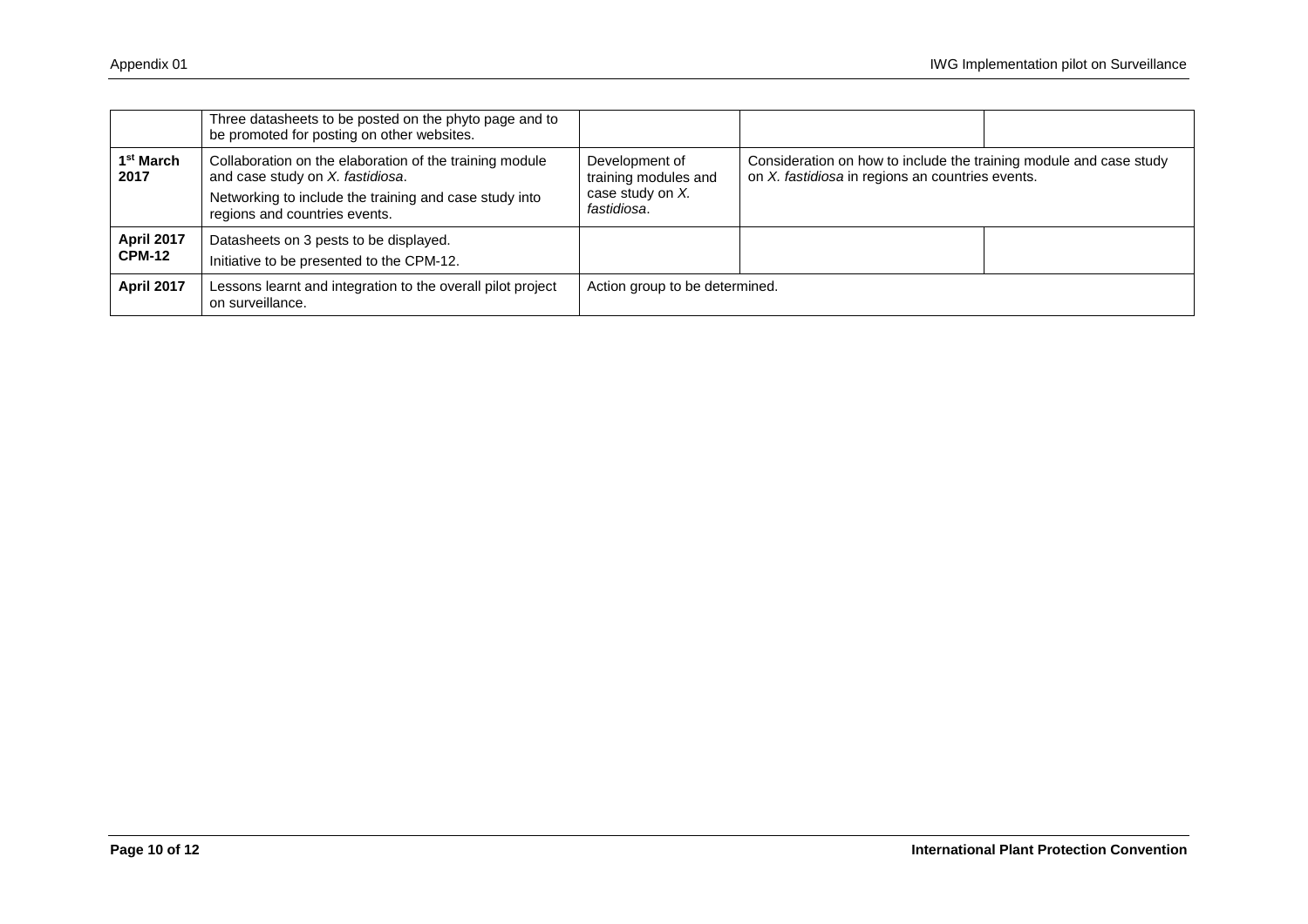| | | | | |
|---|---|---|---|---|
| | Three datasheets to be posted on the phyto page and to be promoted for posting on other websites. | | | |
| **1st March 2017** | Collaboration on the elaboration of the training module and case study on *X. fastidiosa*.<br>Networking to include the training and case study into regions and countries events. | Development of training modules and case study on *X. fastidiosa*. | Consideration on how to include the training module and case study on *X. fastidiosa* in regions an countries events. | |
| **April 2017 CPM-12** | Datasheets on 3 pests to be displayed.<br>Initiative to be presented to the CPM-12. | | | |
| **April 2017** | Lessons learnt and integration to the overall pilot project on surveillance. | Action group to be determined. | | |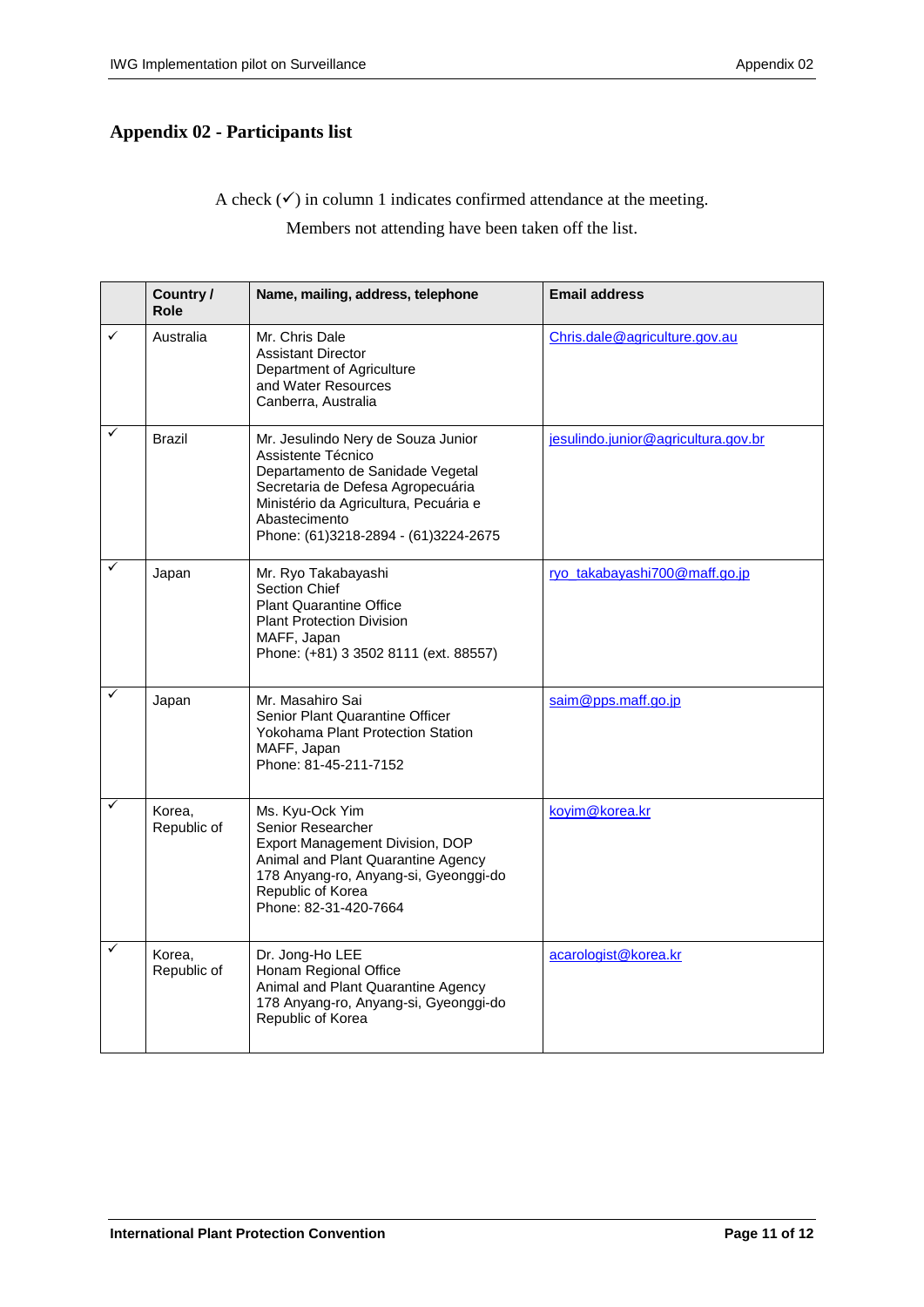## Appendix 02 - Participants list

A check (✓) in column 1 indicates confirmed attendance at the meeting.

Members not attending have been taken off the list.

| | Country / Role | Name, mailing, address, telephone | Email address |
|---|---|---|---|
| ✓ | Australia | Mr. Chris Dale<br>Assistant Director<br>Department of Agriculture and Water Resources<br>Canberra, Australia | Chris.dale@agriculture.gov.au |
| ✓ | Brazil | Mr. Jesulindo Nery de Souza Junior<br>Assistente Técnico<br>Departamento de Sanidade Vegetal<br>Secretaria de Defesa Agropecuária<br>Ministério da Agricultura, Pecuária e Abastecimento<br>Phone: (61)3218-2894 - (61)3224-2675 | jesulindo.junior@agricultura.gov.br |
| ✓ | Japan | Mr. Ryo Takabayashi<br>Section Chief<br>Plant Quarantine Office<br>Plant Protection Division<br>MAFF, Japan<br>Phone: (+81) 3 3502 8111 (ext. 88557) | ryo_takabayashi700@maff.go.jp |
| ✓ | Japan | Mr. Masahiro Sai<br>Senior Plant Quarantine Officer<br>Yokohama Plant Protection Station<br>MAFF, Japan<br>Phone: 81-45-211-7152 | saim@pps.maff.go.jp |
| ✓ | Korea, Republic of | Ms. Kyu-Ock Yim<br>Senior Researcher<br>Export Management Division, DOP<br>Animal and Plant Quarantine Agency<br>178 Anyang-ro, Anyang-si, Gyeonggi-do<br>Republic of Korea<br>Phone: 82-31-420-7664 | koyim@korea.kr |
| ✓ | Korea, Republic of | Dr. Jong-Ho LEE<br>Honam Regional Office<br>Animal and Plant Quarantine Agency<br>178 Anyang-ro, Anyang-si, Gyeonggi-do<br>Republic of Korea | acarologist@korea.kr |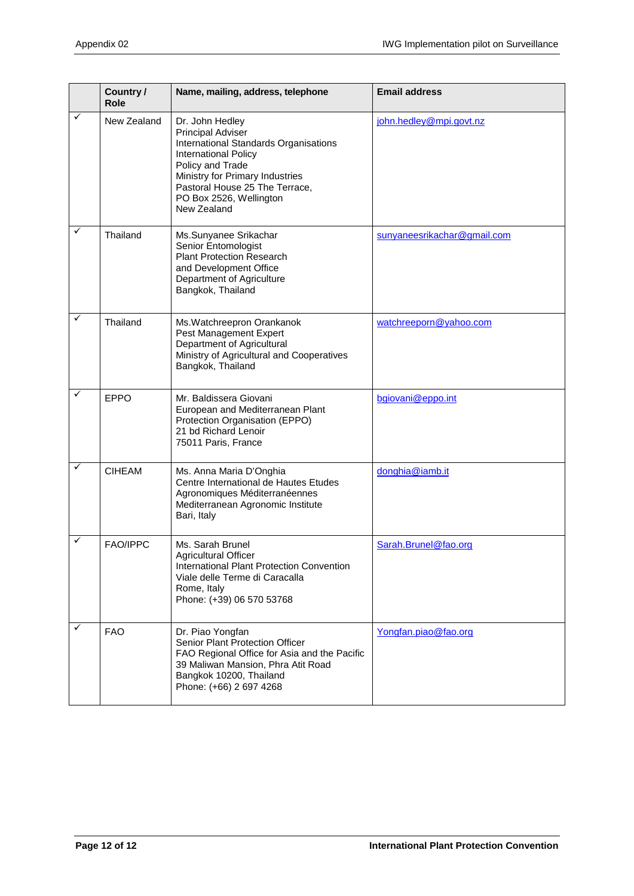| | Country / Role | Name, mailing, address, telephone | Email address |
|---|---|---|---|
| ✓ | New Zealand | Dr. John Hedley<br>Principal Adviser<br>International Standards Organisations<br>International Policy<br>Policy and Trade<br>Ministry for Primary Industries<br>Pastoral House 25 The Terrace,<br>PO Box 2526, Wellington<br>New Zealand | john.hedley@mpi.govt.nz |
| ✓ | Thailand | Ms.Sunyanee Srikachar<br>Senior Entomologist<br>Plant Protection Research<br>and Development Office<br>Department of Agriculture<br>Bangkok, Thailand | sunyaneesrikachar@gmail.com |
| ✓ | Thailand | Ms.Watchreepron Orankanok<br>Pest Management Expert<br>Department of Agricultural<br>Ministry of Agricultural and Cooperatives<br>Bangkok, Thailand | watchreeporn@yahoo.com |
| ✓ | EPPO | Mr. Baldissera Giovani<br>European and Mediterranean Plant<br>Protection Organisation (EPPO)<br>21 bd Richard Lenoir<br>75011 Paris, France | bgiovani@eppo.int |
| ✓ | CIHEAM | Ms. Anna Maria D'Onghia<br>Centre International de Hautes Etudes<br>Agronomiques Méditerranéennes<br>Mediterranean Agronomic Institute<br>Bari, Italy | donghia@iamb.it |
| ✓ | FAO/IPPC | Ms. Sarah Brunel<br>Agricultural Officer<br>International Plant Protection Convention<br>Viale delle Terme di Caracalla<br>Rome, Italy<br>Phone: (+39) 06 570 53768 | Sarah.Brunel@fao.org |
| ✓ | FAO | Dr. Piao Yongfan<br>Senior Plant Protection Officer<br>FAO Regional Office for Asia and the Pacific<br>39 Maliwan Mansion, Phra Atit Road<br>Bangkok 10200, Thailand<br>Phone: (+66) 2 697 4268 | Yongfan.piao@fao.org |